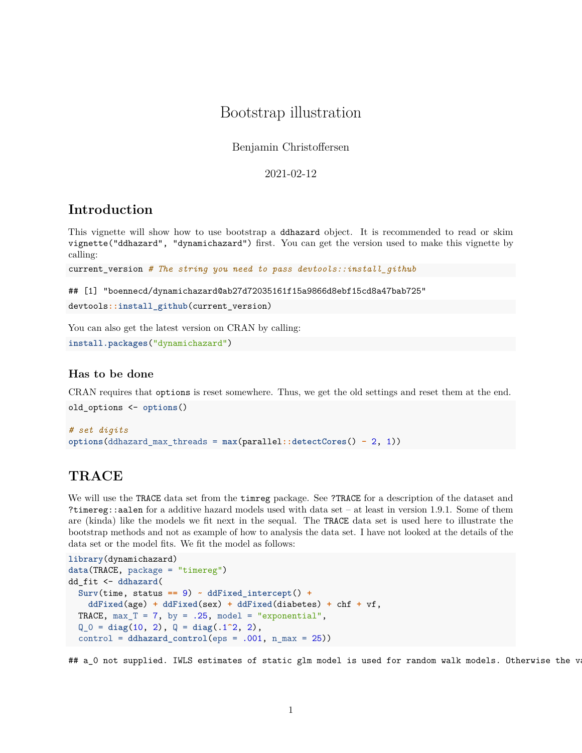# Bootstrap illustration

Benjamin Christoffersen

2021-02-12

## Introduction

This vignette will show how to use bootstrap a `ddhazard` object. It is recommended to read or skim `vignette("ddhazard", "dynamichazard")` first. You can get the version used to make this vignette by calling:

```
current_version # The string you need to pass devtools::install_github
```

```
## [1] "boennecd/dynamichazard@ab27d72035161f15a9866d8ebf15cd8a47bab725"
```

```
devtools::install_github(current_version)
```

You can also get the latest version on CRAN by calling:

```
install.packages("dynamichazard")
```

### Has to be done

CRAN requires that `options` is reset somewhere. Thus, we get the old settings and reset them at the end.

```
old_options <- options()

# set digits
options(ddhazard_max_threads = max(parallel::detectCores() - 2, 1))
```

## TRACE

We will use the `TRACE` data set from the `timreg` package. See `?TRACE` for a description of the dataset and `?timereg::aalen` for a additive hazard models used with data set – at least in version 1.9.1. Some of them are (kinda) like the models we fit next in the sequal. The `TRACE` data set is used here to illustrate the bootstrap methods and not as example of how to analysis the data set. I have not looked at the details of the data set or the model fits. We fit the model as follows:

```
library(dynamichazard)
data(TRACE, package = "timereg")
dd_fit <- ddhazard(
  Surv(time, status == 9) ~ ddFixed_intercept() +
    ddFixed(age) + ddFixed(sex) + ddFixed(diabetes) + chf + vf,
  TRACE, max_T = 7, by = .25, model = "exponential",
  Q_0 = diag(10, 2), Q = diag(.1^2, 2),
  control = ddhazard_control(eps = .001, n_max = 25))
```

```
## a_0 not supplied. IWLS estimates of static glm model is used for random walk models. Otherwise the va
```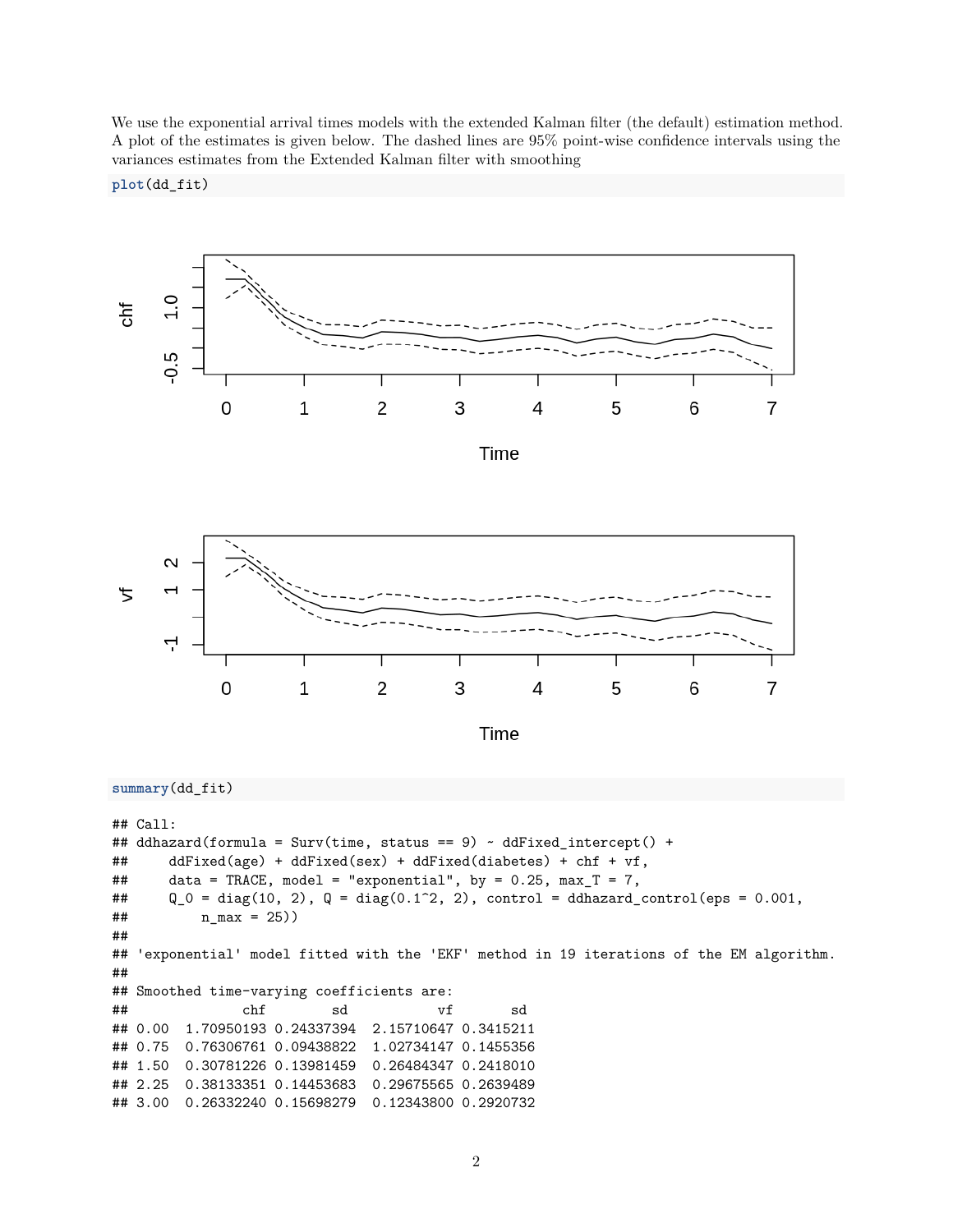We use the exponential arrival times models with the extended Kalman filter (the default) estimation method. A plot of the estimates is given below. The dashed lines are 95% point-wise confidence intervals using the variances estimates from the Extended Kalman filter with smoothing

```r
plot(dd_fit)
```

```r
summary(dd_fit)
```

```
## Call:
## ddhazard(formula = Surv(time, status == 9) ~ ddFixed_intercept() +
##     ddFixed(age) + ddFixed(sex) + ddFixed(diabetes) + chf + vf,
##     data = TRACE, model = "exponential", by = 0.25, max_T = 7,
##     Q_0 = diag(10, 2), Q = diag(0.1^2, 2), control = ddhazard_control(eps = 0.001,
##         n_max = 25))
##
## 'exponential' model fitted with the 'EKF' method in 19 iterations of the EM algorithm.
##
## Smoothed time-varying coefficients are:
##             chf         sd          vf        sd
## 0.00  1.70950193 0.24337394  2.15710647 0.3415211
## 0.75  0.76306761 0.09438822  1.02734147 0.1455356
## 1.50  0.30781226 0.13981459  0.26484347 0.2418010
## 2.25  0.38133351 0.14453683  0.29675565 0.2639489
## 3.00  0.26332240 0.15698279  0.12343800 0.2920732
```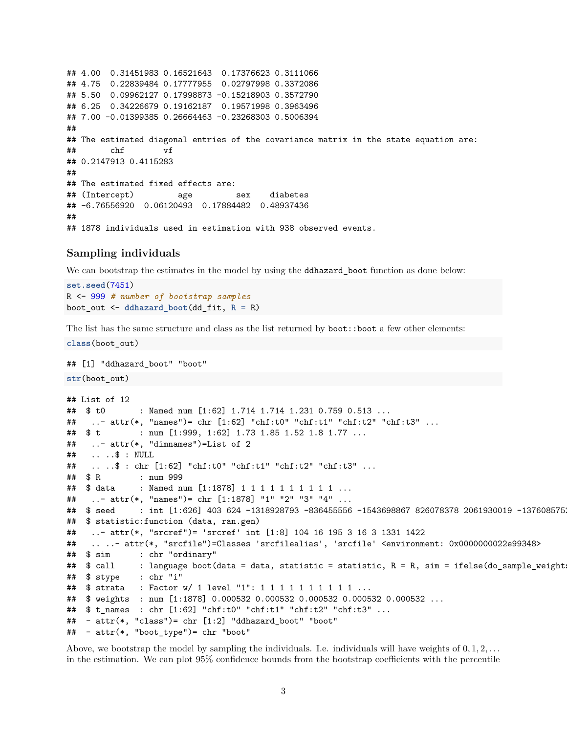```
## 4.00  0.31451983 0.16521643  0.17376623 0.3111066
## 4.75  0.22839484 0.17777955  0.02797998 0.3372086
## 5.50  0.09962127 0.17998873 -0.15218903 0.3572790
## 6.25  0.34226679 0.19162187  0.19571998 0.3963496
## 7.00 -0.01399385 0.26664463 -0.23268303 0.5006394
##
## The estimated diagonal entries of the covariance matrix in the state equation are:
##       chf        vf
## 0.2147913 0.4115283
##
## The estimated fixed effects are:
## (Intercept)         age         sex    diabetes
## -6.76556920  0.06120493  0.17884482  0.48937436
##
## 1878 individuals used in estimation with 938 observed events.
```

### Sampling individuals

We can bootstrap the estimates in the model by using the `ddhazard_boot` function as done below:

```r
set.seed(7451)
R <- 999 # number of bootstrap samples
boot_out <- ddhazard_boot(dd_fit, R = R)
```

The list has the same structure and class as the list returned by `boot::boot` a few other elements:

```r
class(boot_out)
```

```
## [1] "ddhazard_boot" "boot"
```

```r
str(boot_out)
```

```
## List of 12
##  $ t0       : Named num [1:62] 1.714 1.714 1.231 0.759 0.513 ...
##   ..- attr(*, "names")= chr [1:62] "chf:t0" "chf:t1" "chf:t2" "chf:t3" ...
##  $ t        : num [1:999, 1:62] 1.73 1.85 1.52 1.8 1.77 ...
##   ..- attr(*, "dimnames")=List of 2
##   .. ..$ : NULL
##   .. ..$ : chr [1:62] "chf:t0" "chf:t1" "chf:t2" "chf:t3" ...
##  $ R        : num 999
##  $ data     : Named num [1:1878] 1 1 1 1 1 1 1 1 1 1 ...
##   ..- attr(*, "names")= chr [1:1878] "1" "2" "3" "4" ...
##  $ seed     : int [1:626] 403 624 -1318928793 -836455556 -1543698867 826078378 2061930019 -137608575
##  $ statistic:function (data, ran.gen)
##   ..- attr(*, "srcref")= 'srcref' int [1:8] 104 16 195 3 16 3 1331 1422
##   .. ..- attr(*, "srcfile")=Classes 'srcfilealias', 'srcfile' <environment: 0x0000000022e99348>
##  $ sim      : chr "ordinary"
##  $ call     : language boot(data = data, statistic = statistic, R = R, sim = ifelse(do_sample_weights
##  $ stype    : chr "i"
##  $ strata   : Factor w/ 1 level "1": 1 1 1 1 1 1 1 1 1 1 ...
##  $ weights  : num [1:1878] 0.000532 0.000532 0.000532 0.000532 0.000532 ...
##  $ t_names  : chr [1:62] "chf:t0" "chf:t1" "chf:t2" "chf:t3" ...
##  - attr(*, "class")= chr [1:2] "ddhazard_boot" "boot"
##  - attr(*, "boot_type")= chr "boot"
```

Above, we bootstrap the model by sampling the individuals. I.e. individuals will have weights of $0, 1, 2, \dots$ in the estimation. We can plot 95% confidence bounds from the bootstrap coefficients with the percentile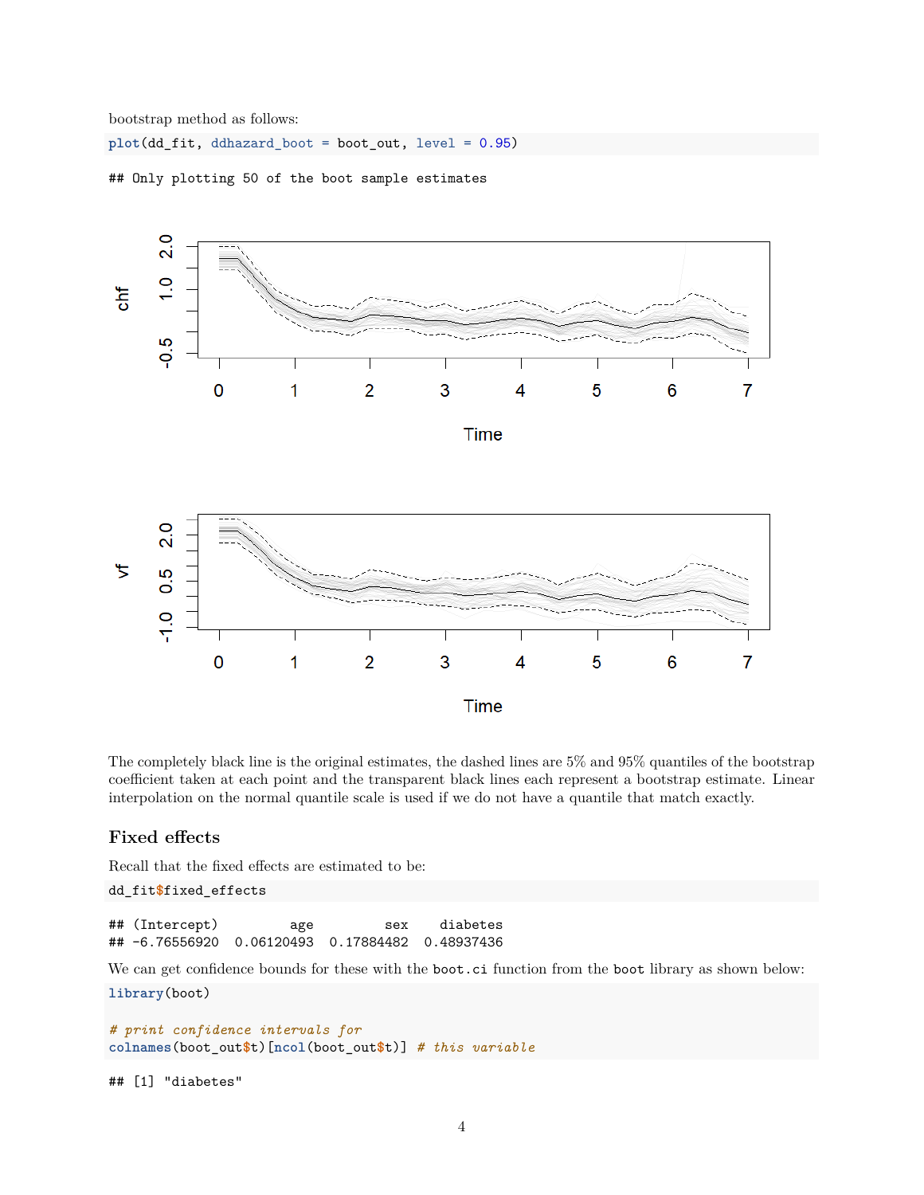bootstrap method as follows:

```
plot(dd_fit, ddhazard_boot = boot_out, level = 0.95)
```

```
## Only plotting 50 of the boot sample estimates
```

The completely black line is the original estimates, the dashed lines are 5% and 95% quantiles of the bootstrap coefficient taken at each point and the transparent black lines each represent a bootstrap estimate. Linear interpolation on the normal quantile scale is used if we do not have a quantile that match exactly.

### Fixed effects

Recall that the fixed effects are estimated to be:

```
dd_fit$fixed_effects
```

```
## (Intercept)         age         sex    diabetes 
## -6.76556920  0.06120493  0.17884482  0.48937436
```

We can get confidence bounds for these with the `boot.ci` function from the `boot` library as shown below:

```
library(boot)

# print confidence intervals for
colnames(boot_out$t)[ncol(boot_out$t)] # this variable
```

```
## [1] "diabetes"
```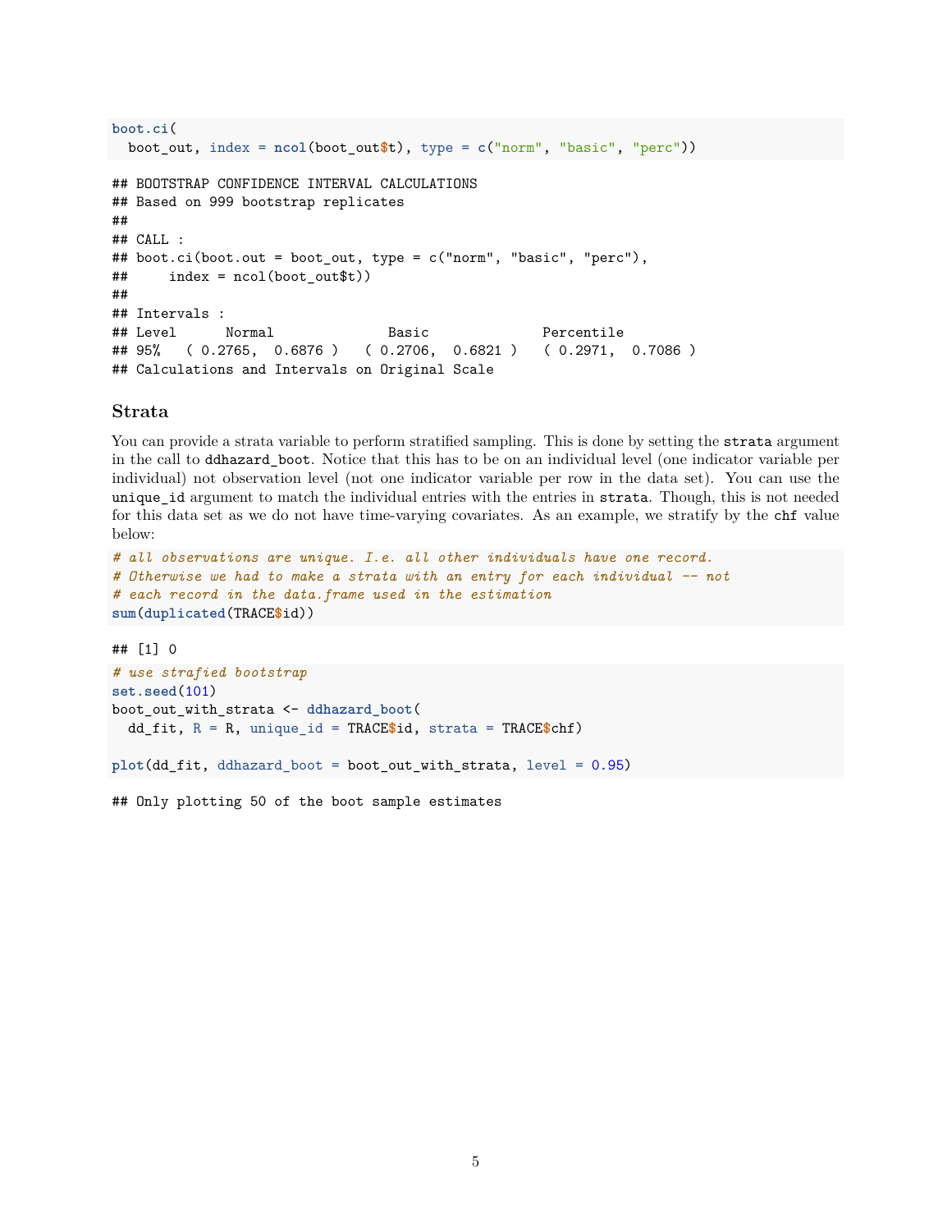```r
boot.ci(
  boot_out, index = ncol(boot_out$t), type = c("norm", "basic", "perc"))
```

```
## BOOTSTRAP CONFIDENCE INTERVAL CALCULATIONS
## Based on 999 bootstrap replicates
##
## CALL :
## boot.ci(boot.out = boot_out, type = c("norm", "basic", "perc"),
##     index = ncol(boot_out$t))
##
## Intervals :
## Level      Normal              Basic              Percentile
## 95%   ( 0.2765,  0.6876 )   ( 0.2706,  0.6821 )   ( 0.2971,  0.7086 )
## Calculations and Intervals on Original Scale
```

### Strata

You can provide a strata variable to perform stratified sampling. This is done by setting the `strata` argument in the call to `ddhazard_boot`. Notice that this has to be on an individual level (one indicator variable per individual) not observation level (not one indicator variable per row in the data set). You can use the `unique_id` argument to match the individual entries with the entries in `strata`. Though, this is not needed for this data set as we do not have time-varying covariates. As an example, we stratify by the `chf` value below:

```r
# all observations are unique. I.e. all other individuals have one record.
# Otherwise we had to make a strata with an entry for each individual -- not
# each record in the data.frame used in the estimation
sum(duplicated(TRACE$id))
```

```
## [1] 0
```

```r
# use strafied bootstrap
set.seed(101)
boot_out_with_strata <- ddhazard_boot(
  dd_fit, R = R, unique_id = TRACE$id, strata = TRACE$chf)

plot(dd_fit, ddhazard_boot = boot_out_with_strata, level = 0.95)
```

```
## Only plotting 50 of the boot sample estimates
```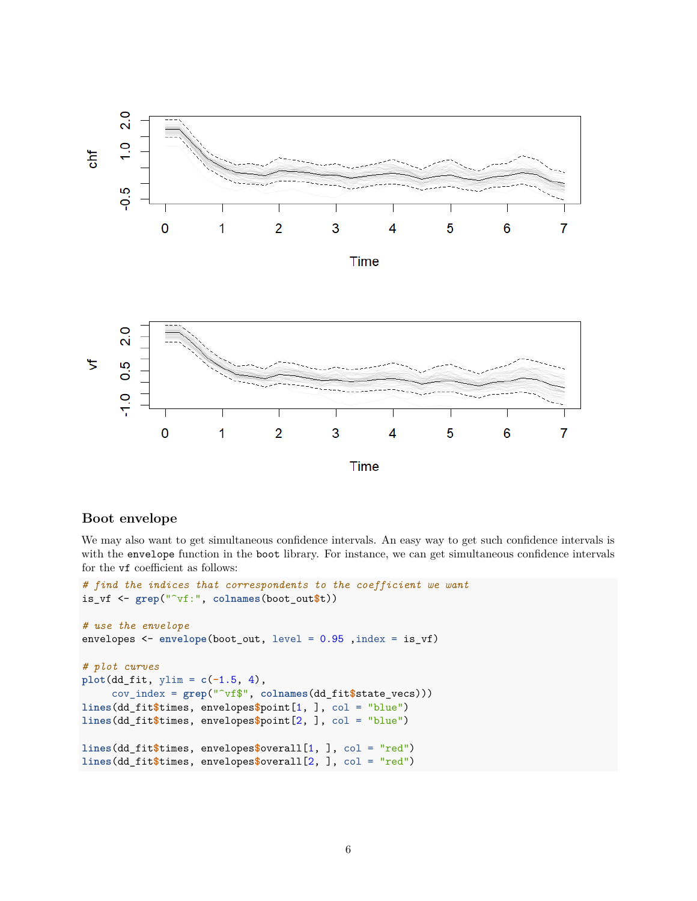## Boot envelope

We may also want to get simultaneous confidence intervals. An easy way to get such confidence intervals is with the `envelope` function in the `boot` library. For instance, we can get simultaneous confidence intervals for the `vf` coefficient as follows:

```
# find the indices that correspondents to the coefficient we want
is_vf <- grep("^vf:", colnames(boot_out$t))

# use the envelope
envelopes <- envelope(boot_out, level = 0.95 ,index = is_vf)

# plot curves
plot(dd_fit, ylim = c(-1.5, 4),
     cov_index = grep("^vf$", colnames(dd_fit$state_vecs)))
lines(dd_fit$times, envelopes$point[1, ], col = "blue")
lines(dd_fit$times, envelopes$point[2, ], col = "blue")

lines(dd_fit$times, envelopes$overall[1, ], col = "red")
lines(dd_fit$times, envelopes$overall[2, ], col = "red")
```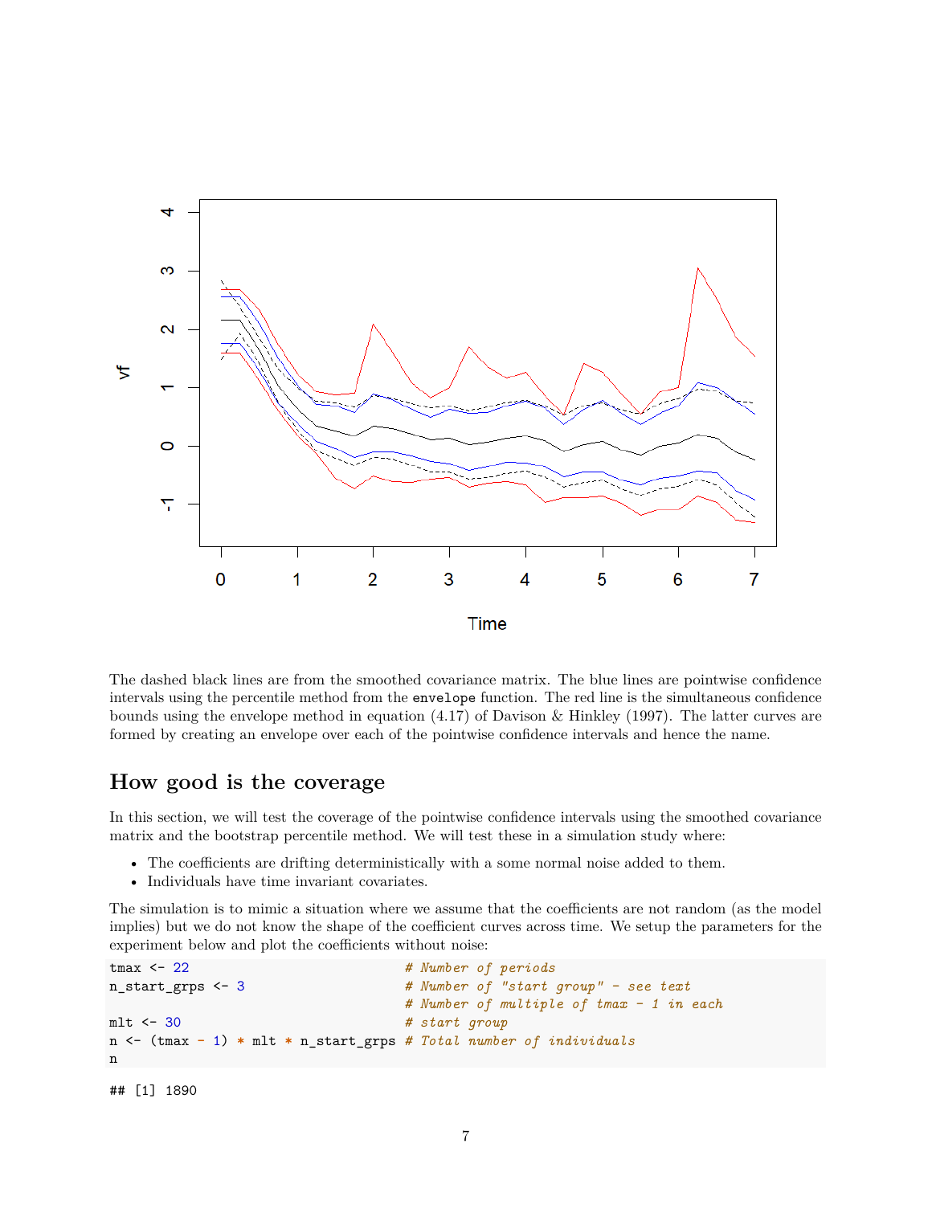The dashed black lines are from the smoothed covariance matrix. The blue lines are pointwise confidence intervals using the percentile method from the `envelope` function. The red line is the simultaneous confidence bounds using the envelope method in equation (4.17) of Davison & Hinkley (1997). The latter curves are formed by creating an envelope over each of the pointwise confidence intervals and hence the name.

## How good is the coverage

In this section, we will test the coverage of the pointwise confidence intervals using the smoothed covariance matrix and the bootstrap percentile method. We will test these in a simulation study where:

- The coefficients are drifting deterministically with a some normal noise added to them.
- Individuals have time invariant covariates.

The simulation is to mimic a situation where we assume that the coefficients are not random (as the model implies) but we do not know the shape of the coefficient curves across time. We setup the parameters for the experiment below and plot the coefficients without noise:

```
tmax <- 22                            # Number of periods
n_start_grps <- 3                     # Number of "start group" - see text
                                      # Number of multiple of tmax - 1 in each
mlt <- 30                             # start group
n <- (tmax - 1) * mlt * n_start_grps # Total number of individuals
n
```

```
## [1] 1890
```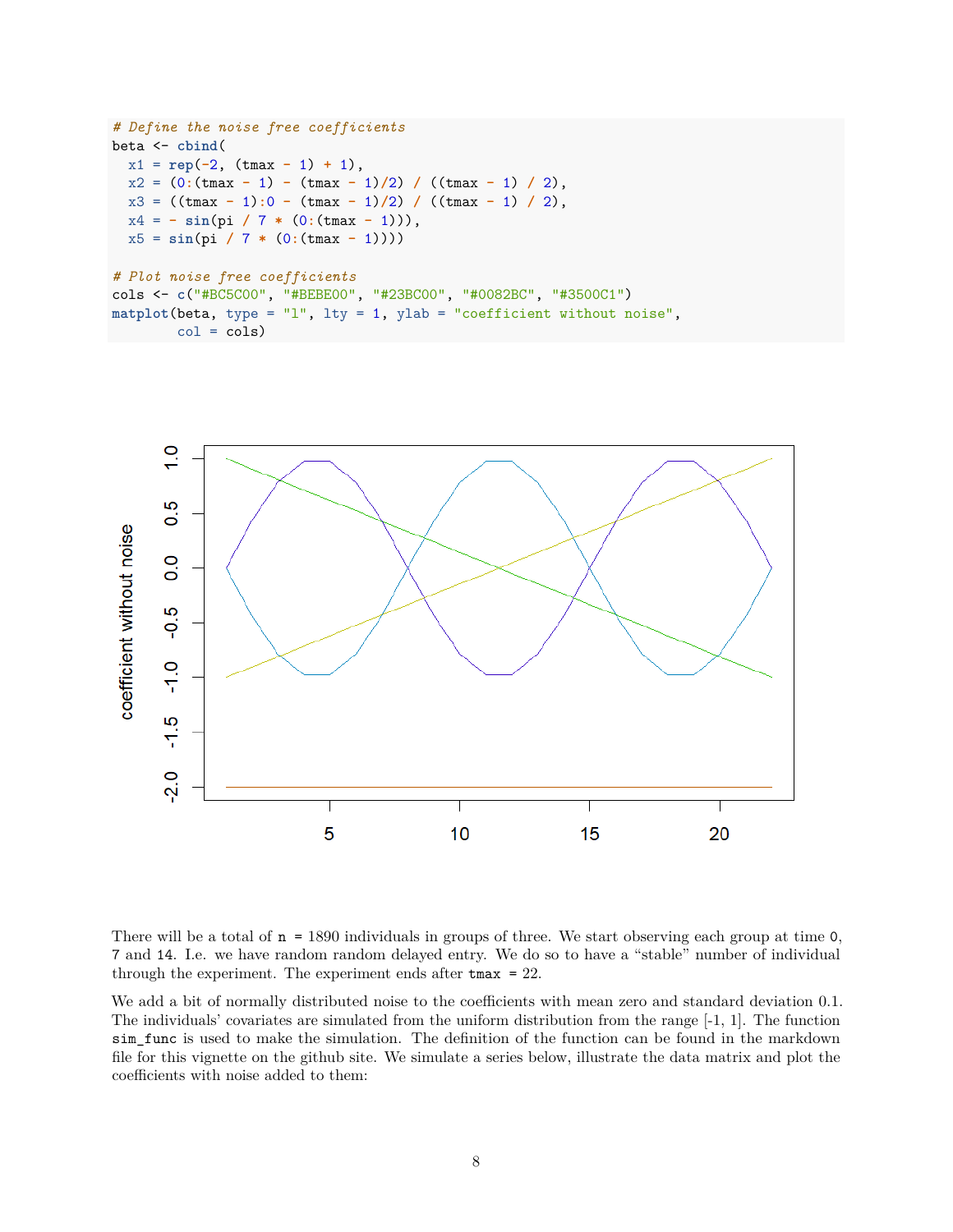```r
# Define the noise free coefficients
beta <- cbind(
  x1 = rep(-2, (tmax - 1) + 1),
  x2 = (0:(tmax - 1) - (tmax - 1)/2) / ((tmax - 1) / 2),
  x3 = ((tmax - 1):0 - (tmax - 1)/2) / ((tmax - 1) / 2),
  x4 = - sin(pi / 7 * (0:(tmax - 1))),
  x5 = sin(pi / 7 * (0:(tmax - 1))))

# Plot noise free coefficients
cols <- c("#BC5C00", "#BEBE00", "#23BC00", "#0082BC", "#3500C1")
matplot(beta, type = "l", lty = 1, ylab = "coefficient without noise",
        col = cols)
```

There will be a total of `n` = 1890 individuals in groups of three. We start observing each group at time `0`, `7` and `14`. I.e. we have random random delayed entry. We do so to have a "stable" number of individual through the experiment. The experiment ends after `tmax` = 22.

We add a bit of normally distributed noise to the coefficients with mean zero and standard deviation 0.1. The individuals' covariates are simulated from the uniform distribution from the range [-1, 1]. The function `sim_func` is used to make the simulation. The definition of the function can be found in the markdown file for this vignette on the github site. We simulate a series below, illustrate the data matrix and plot the coefficients with noise added to them: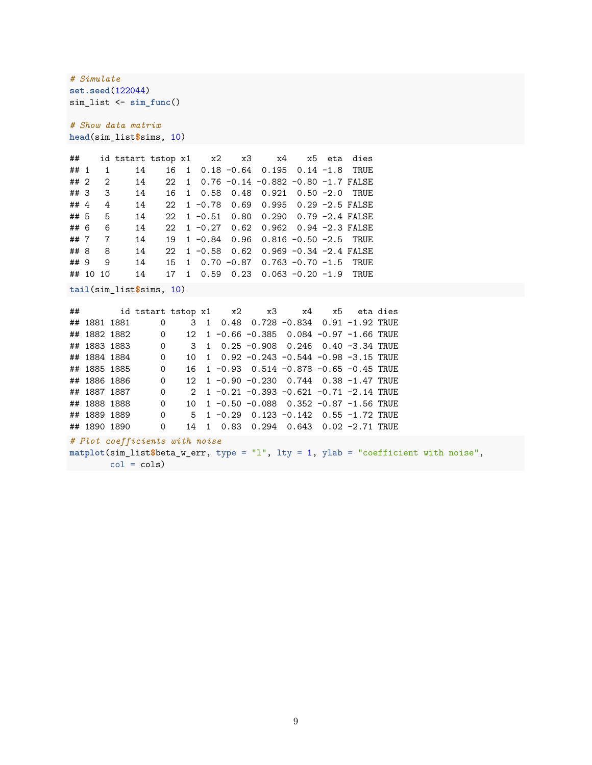```r
# Simulate
set.seed(122044)
sim_list <- sim_func()

# Show data matrix
head(sim_list$sims, 10)
```

```
##    id tstart tstop x1    x2    x3     x4    x5  eta  dies
## 1   1     14    16  1  0.18 -0.64  0.195  0.14 -1.8  TRUE
## 2   2     14    22  1  0.76 -0.14 -0.882 -0.80 -1.7 FALSE
## 3   3     14    16  1  0.58  0.48  0.921  0.50 -2.0  TRUE
## 4   4     14    22  1 -0.78  0.69  0.995  0.29 -2.5 FALSE
## 5   5     14    22  1 -0.51  0.80  0.290  0.79 -2.4 FALSE
## 6   6     14    22  1 -0.27  0.62  0.962  0.94 -2.3 FALSE
## 7   7     14    19  1 -0.84  0.96  0.816 -0.50 -2.5  TRUE
## 8   8     14    22  1 -0.58  0.62  0.969 -0.34 -2.4 FALSE
## 9   9     14    15  1  0.70 -0.87  0.763 -0.70 -1.5  TRUE
## 10 10     14    17  1  0.59  0.23  0.063 -0.20 -1.9  TRUE
```

```r
tail(sim_list$sims, 10)
```

```
##        id tstart tstop x1    x2     x3     x4    x5   eta dies
## 1881 1881      0     3  1  0.48  0.728 -0.834  0.91 -1.92 TRUE
## 1882 1882      0    12  1 -0.66 -0.385  0.084 -0.97 -1.66 TRUE
## 1883 1883      0     3  1  0.25 -0.908  0.246  0.40 -3.34 TRUE
## 1884 1884      0    10  1  0.92 -0.243 -0.544 -0.98 -3.15 TRUE
## 1885 1885      0    16  1 -0.93  0.514 -0.878 -0.65 -0.45 TRUE
## 1886 1886      0    12  1 -0.90 -0.230  0.744  0.38 -1.47 TRUE
## 1887 1887      0     2  1 -0.21 -0.393 -0.621 -0.71 -2.14 TRUE
## 1888 1888      0    10  1 -0.50 -0.088  0.352 -0.87 -1.56 TRUE
## 1889 1889      0     5  1 -0.29  0.123 -0.142  0.55 -1.72 TRUE
## 1890 1890      0    14  1  0.83  0.294  0.643  0.02 -2.71 TRUE
```

```r
# Plot coefficients with noise
matplot(sim_list$beta_w_err, type = "l", lty = 1, ylab = "coefficient with noise",
        col = cols)
```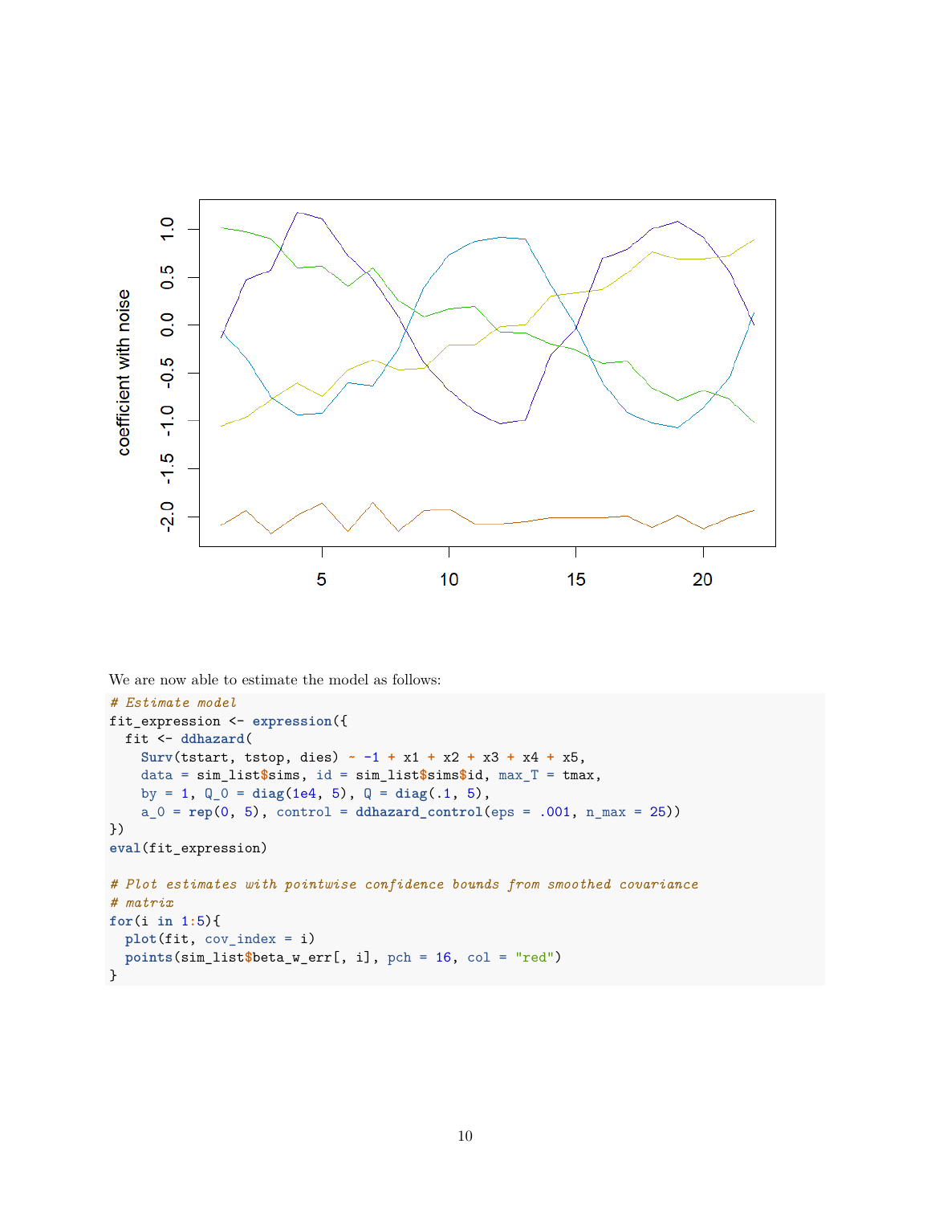We are now able to estimate the model as follows:

```
# Estimate model
fit_expression <- expression({
  fit <- ddhazard(
    Surv(tstart, tstop, dies) ~ -1 + x1 + x2 + x3 + x4 + x5,
    data = sim_list$sims, id = sim_list$sims$id, max_T = tmax,
    by = 1, Q_0 = diag(1e4, 5), Q = diag(.1, 5),
    a_0 = rep(0, 5), control = ddhazard_control(eps = .001, n_max = 25))
})
eval(fit_expression)

# Plot estimates with pointwise confidence bounds from smoothed covariance
# matrix
for(i in 1:5){
  plot(fit, cov_index = i)
  points(sim_list$beta_w_err[, i], pch = 16, col = "red")
}
```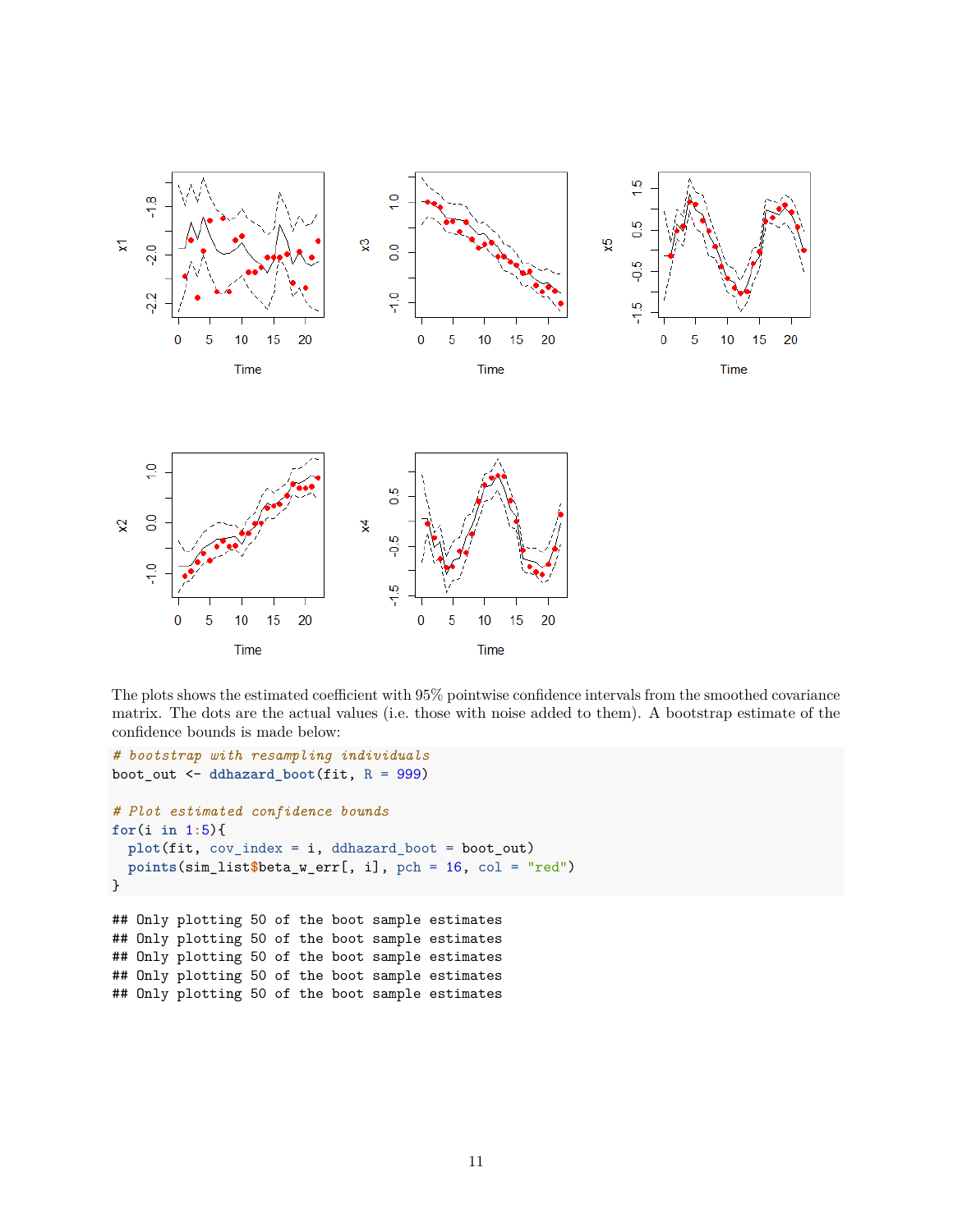The plots shows the estimated coefficient with 95% pointwise confidence intervals from the smoothed covariance matrix. The dots are the actual values (i.e. those with noise added to them). A bootstrap estimate of the confidence bounds is made below:

```
# bootstrap with resampling individuals
boot_out <- ddhazard_boot(fit, R = 999)

# Plot estimated confidence bounds
for(i in 1:5){
  plot(fit, cov_index = i, ddhazard_boot = boot_out)
  points(sim_list$beta_w_err[, i], pch = 16, col = "red")
}
```

```
## Only plotting 50 of the boot sample estimates
## Only plotting 50 of the boot sample estimates
## Only plotting 50 of the boot sample estimates
## Only plotting 50 of the boot sample estimates
## Only plotting 50 of the boot sample estimates
```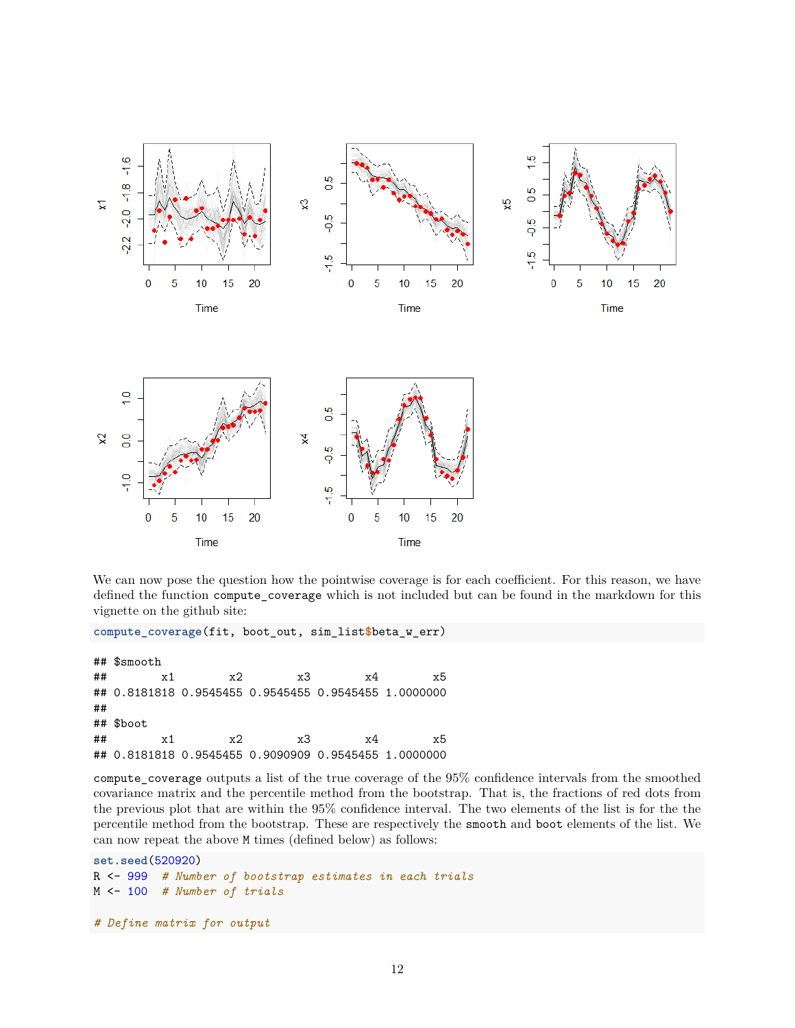We can now pose the question how the pointwise coverage is for each coefficient. For this reason, we have defined the function `compute_coverage` which is not included but can be found in the markdown for this vignette on the github site:

```
compute_coverage(fit, boot_out, sim_list$beta_w_err)
```

```
## $smooth
##        x1        x2        x3        x4        x5 
## 0.8181818 0.9545455 0.9545455 0.9545455 1.0000000 
## 
## $boot
##        x1        x2        x3        x4        x5 
## 0.8181818 0.9545455 0.9090909 0.9545455 1.0000000
```

`compute_coverage` outputs a list of the true coverage of the 95% confidence intervals from the smoothed covariance matrix and the percentile method from the bootstrap. That is, the fractions of red dots from the previous plot that are within the 95% confidence interval. The two elements of the list is for the the percentile method from the bootstrap. These are respectively the `smooth` and `boot` elements of the list. We can now repeat the above `M` times (defined below) as follows:

```
set.seed(520920)
R <- 999  # Number of bootstrap estimates in each trials
M <- 100  # Number of trials

# Define matrix for output
```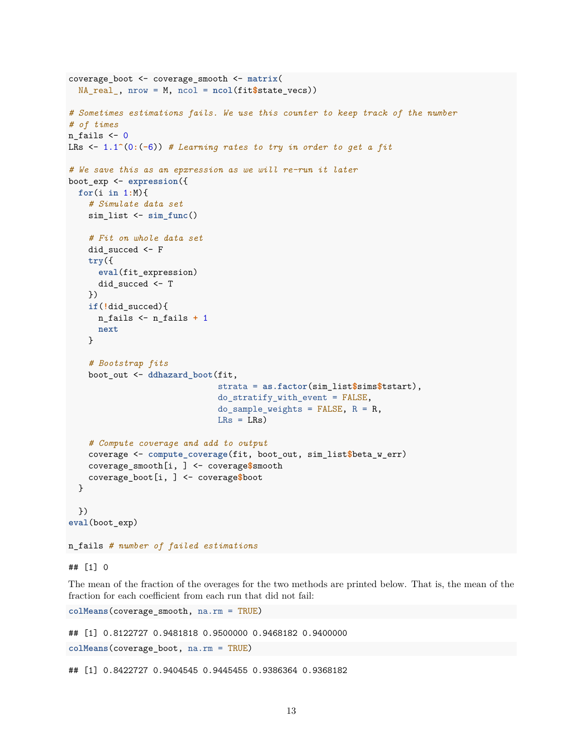```r
coverage_boot <- coverage_smooth <- matrix(
  NA_real_, nrow = M, ncol = ncol(fit$state_vecs))

# Sometimes estimations fails. We use this counter to keep track of the number
# of times
n_fails <- 0
LRs <- 1.1^(0:(-6)) # Learning rates to try in order to get a fit

# We save this as an epxression as we will re-run it later
boot_exp <- expression({
  for(i in 1:M){
    # Simulate data set
    sim_list <- sim_func()

    # Fit on whole data set
    did_succed <- F
    try({
      eval(fit_expression)
      did_succed <- T
    })
    if(!did_succed){
      n_fails <- n_fails + 1
      next
    }

    # Bootstrap fits
    boot_out <- ddhazard_boot(fit,
                              strata = as.factor(sim_list$sims$tstart),
                              do_stratify_with_event = FALSE,
                              do_sample_weights = FALSE, R = R,
                              LRs = LRs)

    # Compute coverage and add to output
    coverage <- compute_coverage(fit, boot_out, sim_list$beta_w_err)
    coverage_smooth[i, ] <- coverage$smooth
    coverage_boot[i, ] <- coverage$boot
  }

  })
eval(boot_exp)

n_fails # number of failed estimations
```

```
## [1] 0
```

The mean of the fraction of the overages for the two methods are printed below. That is, the mean of the fraction for each coefficient from each run that did not fail:

```r
colMeans(coverage_smooth, na.rm = TRUE)
```

```
## [1] 0.8122727 0.9481818 0.9500000 0.9468182 0.9400000
```

```r
colMeans(coverage_boot, na.rm = TRUE)
```

```
## [1] 0.8422727 0.9404545 0.9445455 0.9386364 0.9368182
```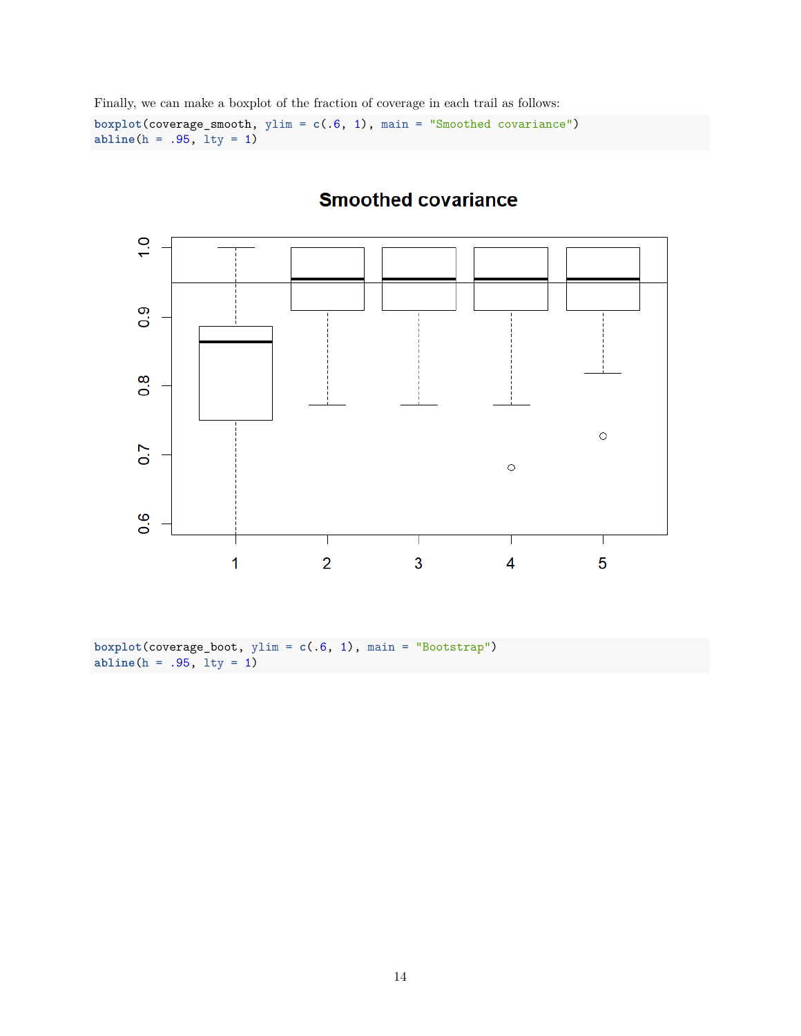Finally, we can make a boxplot of the fraction of coverage in each trail as follows:

```
boxplot(coverage_smooth, ylim = c(.6, 1), main = "Smoothed covariance")
abline(h = .95, lty = 1)
```

```
boxplot(coverage_boot, ylim = c(.6, 1), main = "Bootstrap")
abline(h = .95, lty = 1)
```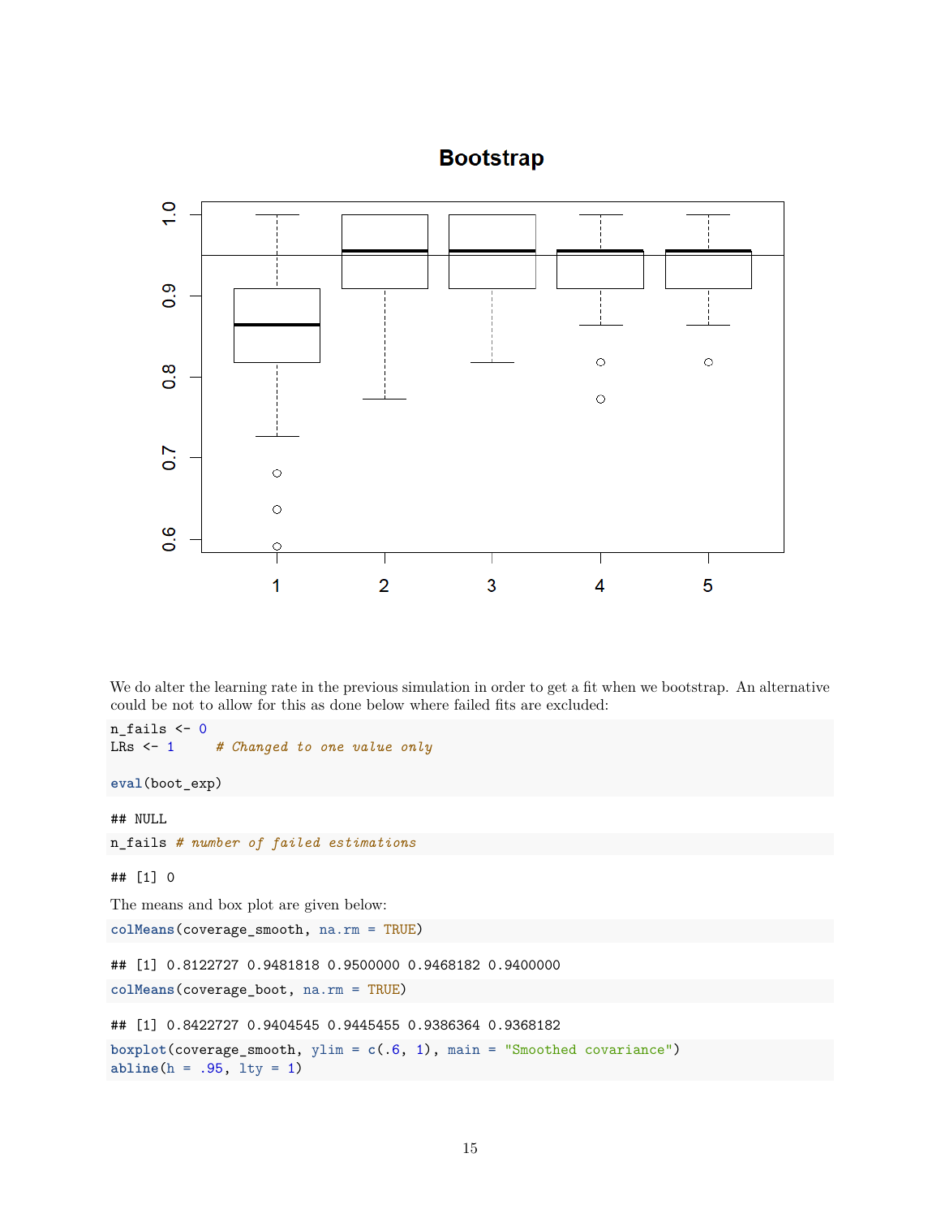We do alter the learning rate in the previous simulation in order to get a fit when we bootstrap. An alternative could be not to allow for this as done below where failed fits are excluded:

```
n_fails <- 0
LRs <- 1     # Changed to one value only

eval(boot_exp)
```

```
## NULL
```

```
n_fails # number of failed estimations
```

```
## [1] 0
```

The means and box plot are given below:

```
colMeans(coverage_smooth, na.rm = TRUE)
```

```
## [1] 0.8122727 0.9481818 0.9500000 0.9468182 0.9400000
```

```
colMeans(coverage_boot, na.rm = TRUE)
```

```
## [1] 0.8422727 0.9404545 0.9445455 0.9386364 0.9368182
```

```
boxplot(coverage_smooth, ylim = c(.6, 1), main = "Smoothed covariance")
abline(h = .95, lty = 1)
```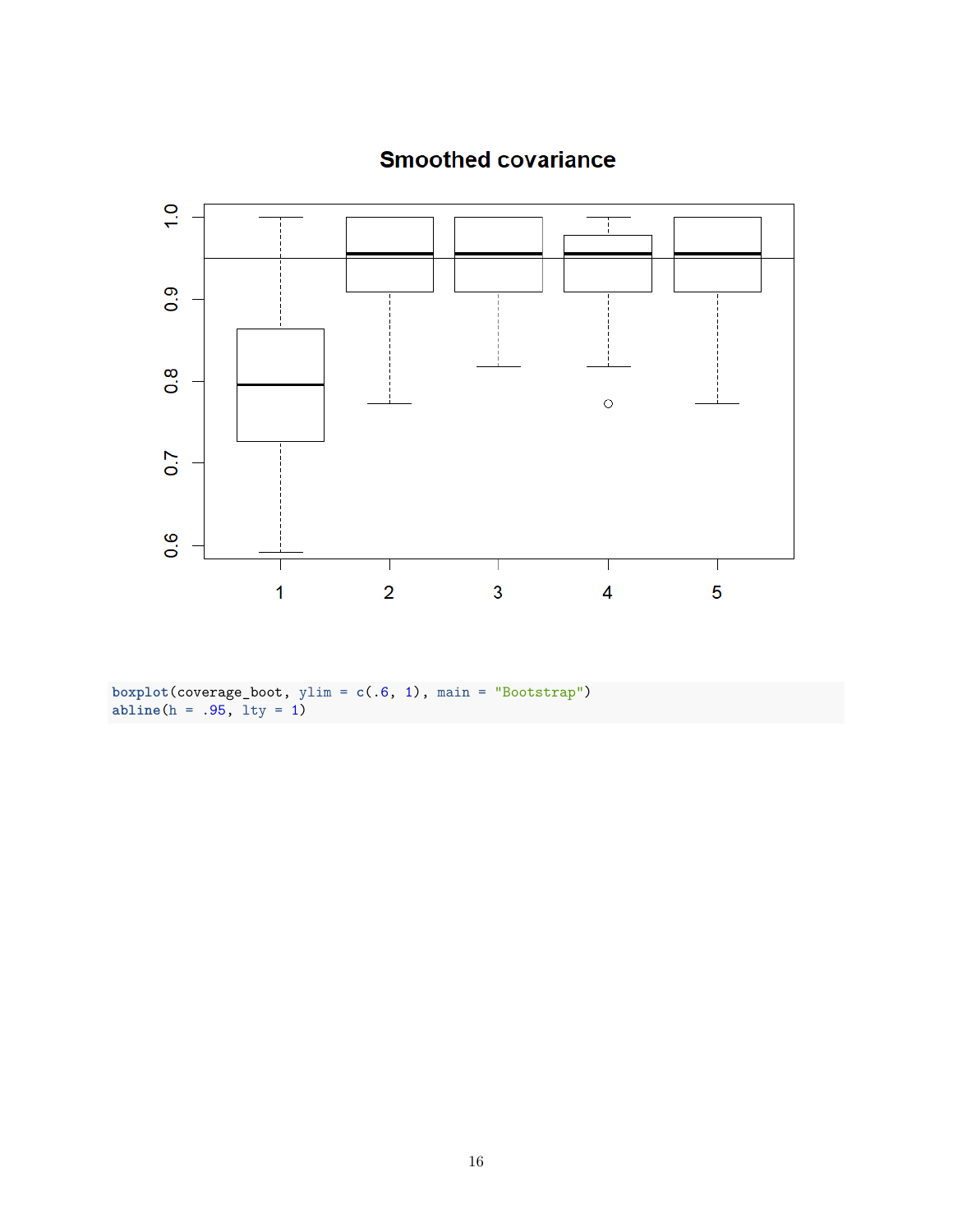```
boxplot(coverage_boot, ylim = c(.6, 1), main = "Bootstrap")
abline(h = .95, lty = 1)
```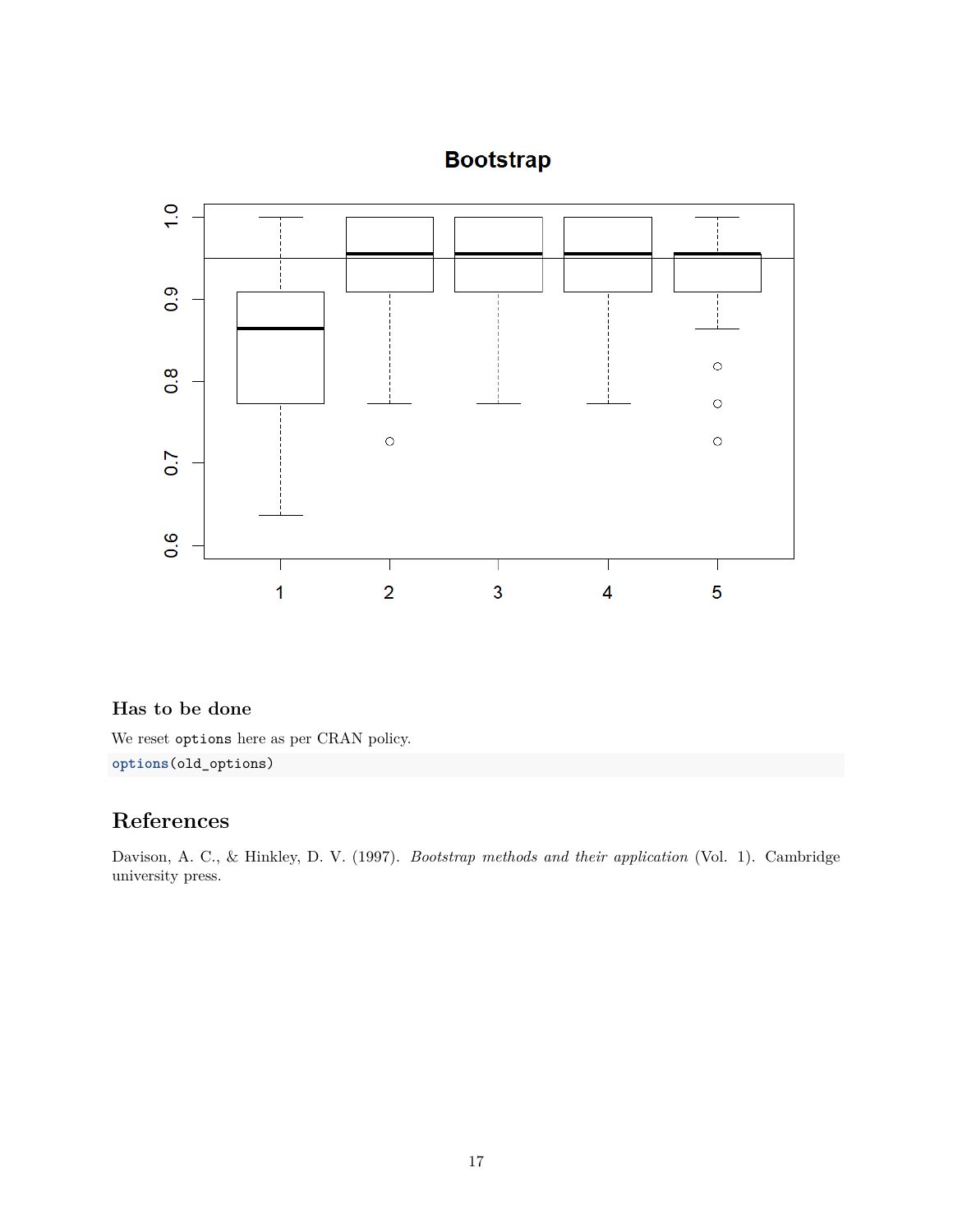Bootstrap

1.0
0.9
0.8
0.7
0.6

1
2
3
4
5

### Has to be done

We reset `options` here as per CRAN policy.

```
options(old_options)
```

## References

Davison, A. C., & Hinkley, D. V. (1997). *Bootstrap methods and their application* (Vol. 1). Cambridge university press.